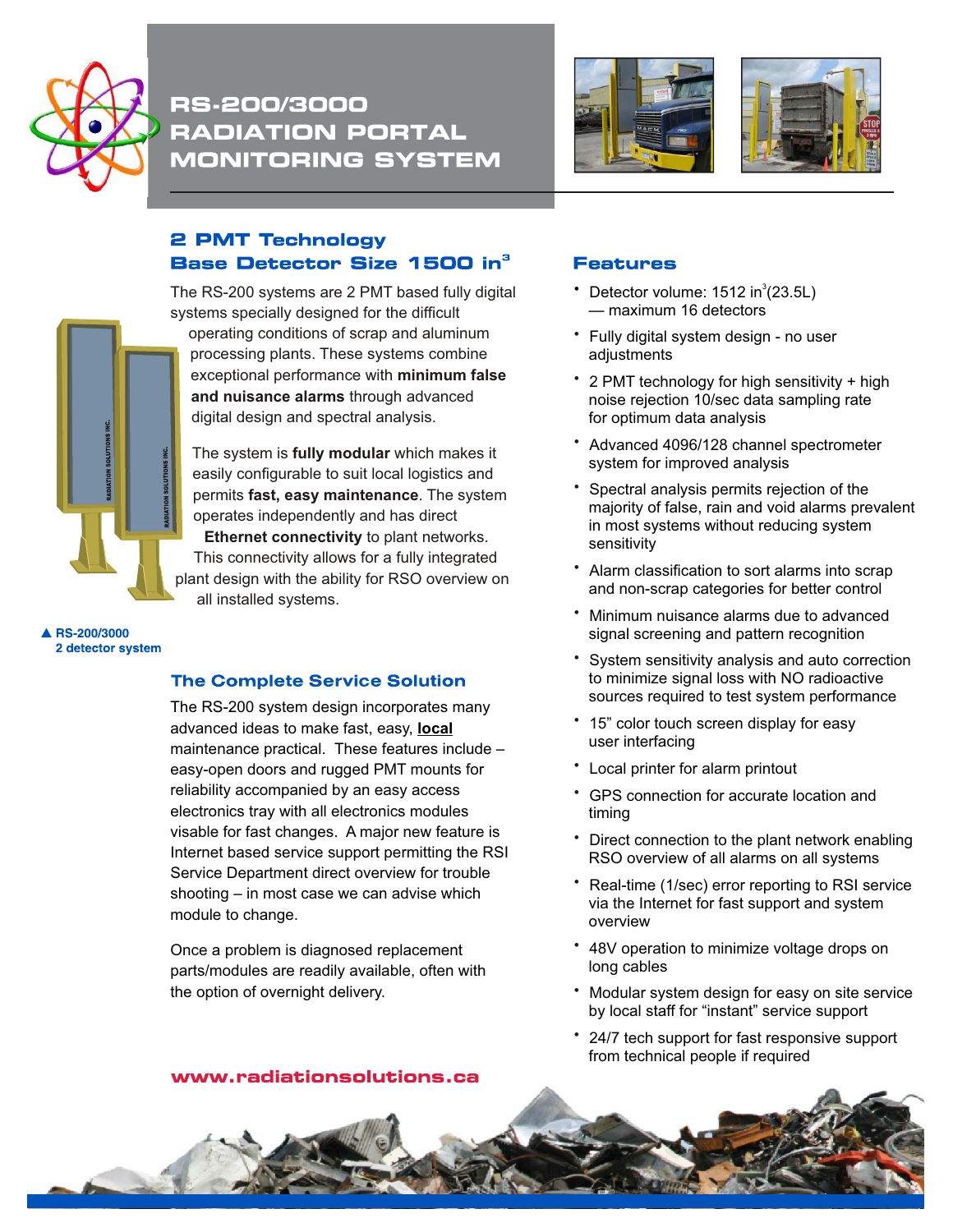# RS-200/3000 RADIATION PORTAL MONITORING SYSTEM

## 2 PMT Technology
## Base Detector Size 1500 in$^3$

The RS-200 systems are 2 PMT based fully digital systems specially designed for the difficult operating conditions of scrap and aluminum processing plants. These systems combine exceptional performance with **minimum false and nuisance alarms** through advanced digital design and spectral analysis.

The system is **fully modular** which makes it easily configurable to suit local logistics and permits **fast, easy maintenance**. The system operates independently and has direct **Ethernet connectivity** to plant networks. This connectivity allows for a fully integrated plant design with the ability for RSO overview on all installed systems.

▲ **RS-200/3000 2 detector system**

## The Complete Service Solution

The RS-200 system design incorporates many advanced ideas to make fast, easy, **local** maintenance practical. These features include – easy-open doors and rugged PMT mounts for reliability accompanied by an easy access electronics tray with all electronics modules visable for fast changes. A major new feature is Internet based service support permitting the RSI Service Department direct overview for trouble shooting – in most case we can advise which module to change.

Once a problem is diagnosed replacement parts/modules are readily available, often with the option of overnight delivery.

## Features

- Detector volume: 1512 in$^3$(23.5L) — maximum 16 detectors
- Fully digital system design - no user adjustments
- 2 PMT technology for high sensitivity + high noise rejection 10/sec data sampling rate for optimum data analysis
- Advanced 4096/128 channel spectrometer system for improved analysis
- Spectral analysis permits rejection of the majority of false, rain and void alarms prevalent in most systems without reducing system sensitivity
- Alarm classification to sort alarms into scrap and non-scrap categories for better control
- Minimum nuisance alarms due to advanced signal screening and pattern recognition
- System sensitivity analysis and auto correction to minimize signal loss with NO radioactive sources required to test system performance
- 15" color touch screen display for easy user interfacing
- Local printer for alarm printout
- GPS connection for accurate location and timing
- Direct connection to the plant network enabling RSO overview of all alarms on all systems
- Real-time (1/sec) error reporting to RSI service via the Internet for fast support and system overview
- 48V operation to minimize voltage drops on long cables
- Modular system design for easy on site service by local staff for "instant" service support
- 24/7 tech support for fast responsive support from technical people if required

www.radiationsolutions.ca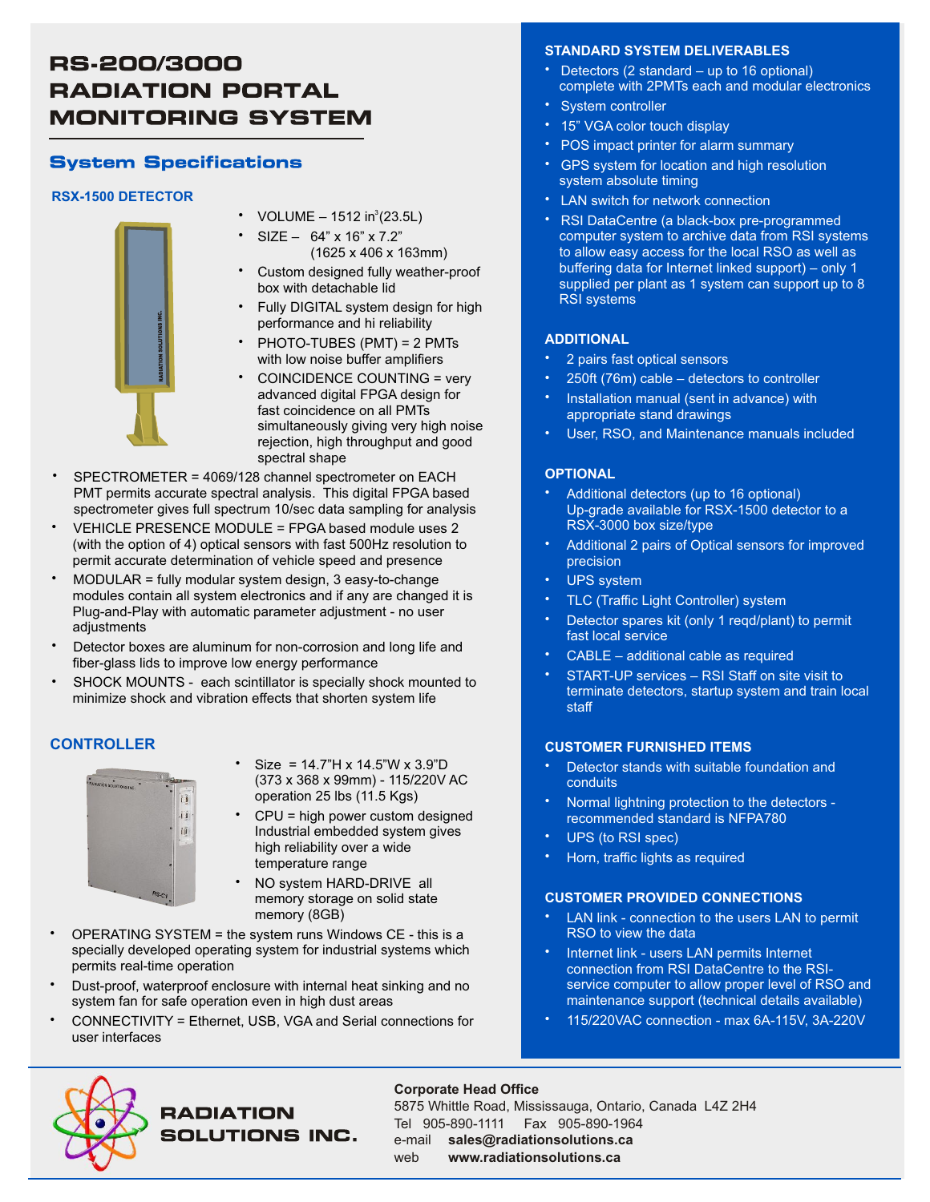# RS-200/3000 RADIATION PORTAL MONITORING SYSTEM

## System Specifications

### RSX-1500 DETECTOR

- VOLUME – 1512 in$^3$(23.5L)
- SIZE – 64" x 16" x 7.2" (1625 x 406 x 163mm)
- Custom designed fully weather-proof box with detachable lid
- Fully DIGITAL system design for high performance and hi reliability
- PHOTO-TUBES (PMT) = 2 PMTs with low noise buffer amplifiers
- COINCIDENCE COUNTING = very advanced digital FPGA design for fast coincidence on all PMTs simultaneously giving very high noise rejection, high throughput and good spectral shape
- SPECTROMETER = 4069/128 channel spectrometer on EACH PMT permits accurate spectral analysis. This digital FPGA based spectrometer gives full spectrum 10/sec data sampling for analysis
- VEHICLE PRESENCE MODULE = FPGA based module uses 2 (with the option of 4) optical sensors with fast 500Hz resolution to permit accurate determination of vehicle speed and presence
- MODULAR = fully modular system design, 3 easy-to-change modules contain all system electronics and if any are changed it is Plug-and-Play with automatic parameter adjustment - no user adjustments
- Detector boxes are aluminum for non-corrosion and long life and fiber-glass lids to improve low energy performance
- SHOCK MOUNTS - each scintillator is specially shock mounted to minimize shock and vibration effects that shorten system life

### CONTROLLER

- Size = 14.7"H x 14.5"W x 3.9"D (373 x 368 x 99mm) - 115/220V AC operation 25 lbs (11.5 Kgs)
- CPU = high power custom designed Industrial embedded system gives high reliability over a wide temperature range
- NO system HARD-DRIVE all memory storage on solid state memory (8GB)
- OPERATING SYSTEM = the system runs Windows CE - this is a specially developed operating system for industrial systems which permits real-time operation
- Dust-proof, waterproof enclosure with internal heat sinking and no system fan for safe operation even in high dust areas
- CONNECTIVITY = Ethernet, USB, VGA and Serial connections for user interfaces

### STANDARD SYSTEM DELIVERABLES

- Detectors (2 standard – up to 16 optional) complete with 2PMTs each and modular electronics
- System controller
- 15" VGA color touch display
- POS impact printer for alarm summary
- GPS system for location and high resolution system absolute timing
- LAN switch for network connection
- RSI DataCentre (a black-box pre-programmed computer system to archive data from RSI systems to allow easy access for the local RSO as well as buffering data for Internet linked support) – only 1 supplied per plant as 1 system can support up to 8 RSI systems

### ADDITIONAL

- 2 pairs fast optical sensors
- 250ft (76m) cable – detectors to controller
- Installation manual (sent in advance) with appropriate stand drawings
- User, RSO, and Maintenance manuals included

### OPTIONAL

- Additional detectors (up to 16 optional) Up-grade available for RSX-1500 detector to a RSX-3000 box size/type
- Additional 2 pairs of Optical sensors for improved precision
- UPS system
- TLC (Traffic Light Controller) system
- Detector spares kit (only 1 reqd/plant) to permit fast local service
- CABLE – additional cable as required
- START-UP services – RSI Staff on site visit to terminate detectors, startup system and train local staff

### CUSTOMER FURNISHED ITEMS

- Detector stands with suitable foundation and conduits
- Normal lightning protection to the detectors - recommended standard is NFPA780
- UPS (to RSI spec)
- Horn, traffic lights as required

### CUSTOMER PROVIDED CONNECTIONS

- LAN link - connection to the users LAN to permit RSO to view the data
- Internet link - users LAN permits Internet connection from RSI DataCentre to the RSI-service computer to allow proper level of RSO and maintenance support (technical details available)
- 115/220VAC connection - max 6A-115V, 3A-220V

**RADIATION SOLUTIONS INC.**

**Corporate Head Office**
5875 Whittle Road, Mississauga, Ontario, Canada L4Z 2H4
Tel 905-890-1111 Fax 905-890-1964
e-mail **sales@radiationsolutions.ca**
web **www.radiationsolutions.ca**